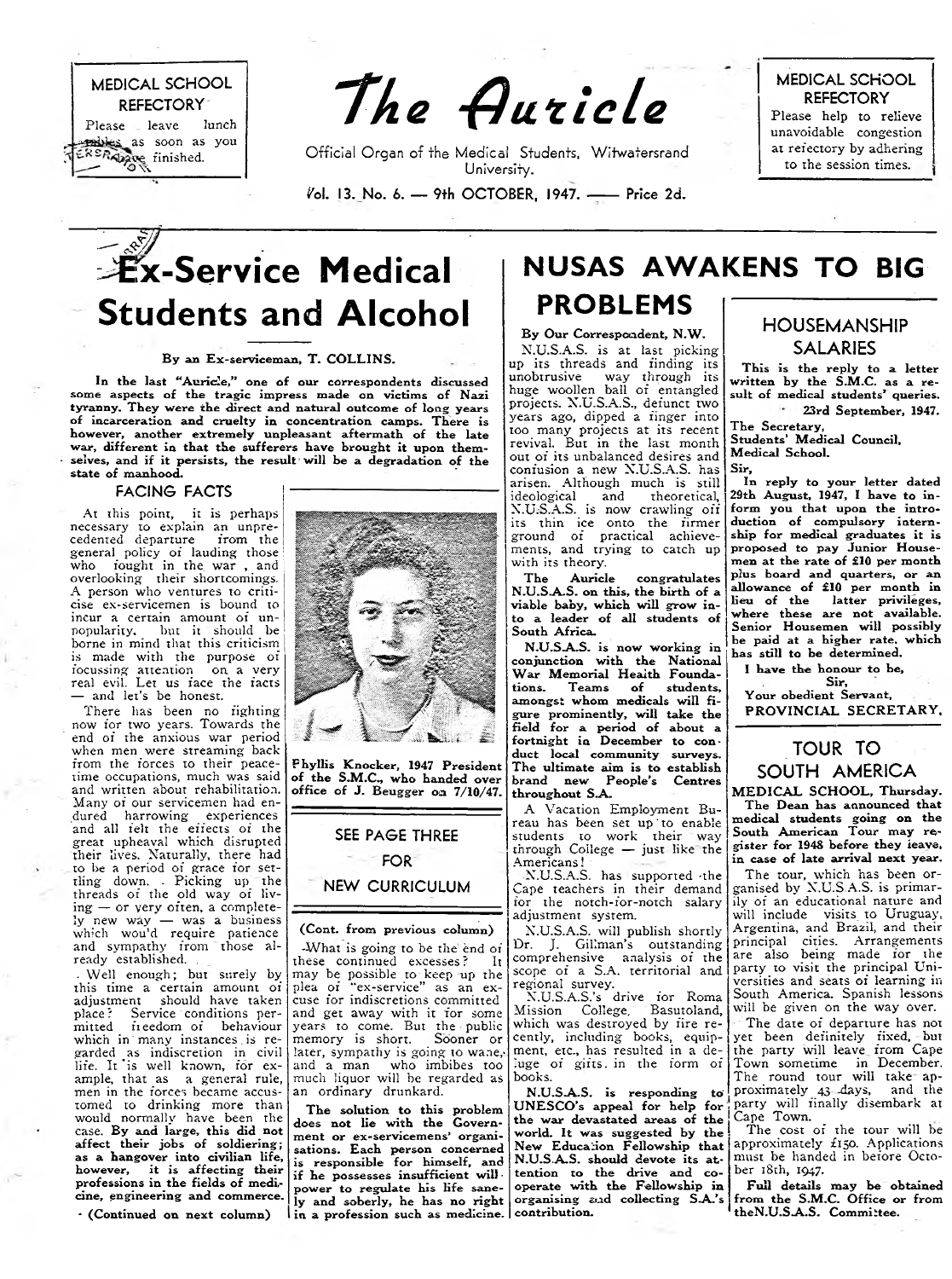MEDICAL SCHOOL REFECTORY

Please leave lunch tables as soon as you have finished.

# The Auricle

Official Organ of the Medical Students, Witwatersrand University.

Vol. 13. No. 6. — 9th OCTOBER, 1947. —— Price 2d.

MEDICAL SCHOOL REFECTORY

Please help to relieve unavoidable congestion at refectory by adhering to the session times.

## Ex-Service Medical Students and Alcohol

**By an Ex-serviceman, T. COLLINS.**

**In the last "Auricle," one of our correspondents discussed some aspects of the tragic impress made on victims of Nazi tyranny. They were the direct and natural outcome of long years of incarceration and cruelty in concentration camps. There is however, another extremely unpleasant aftermath of the late war, different in that the sufferers have brought it upon themselves, and if it persists, the result will be a degradation of the state of manhood.**

### FACING FACTS

At this point, it is perhaps necessary to explain an unprecedented departure from the general policy of lauding those who fought in the war, and overlooking their shortcomings. A person who ventures to criticise ex-servicemen is bound to incur a certain amount of unpopularity, but it should be borne in mind that this criticism is made with the purpose of focussing attention on a very real evil. Let us face the facts — and let's be honest.

There has been no fighting now for two years. Towards the end of the anxious war period when men were streaming back from the forces to their peacetime occupations, much was said and written about rehabilitation. Many of our servicemen had endured harrowing experiences and all felt the effects of the great upheaval which disrupted their lives. Naturally, there had to be a period of grace for settling down. Picking up the threads of the old way of living — or very often, a completely new way — was a business which would require patience and sympathy from those already established.

Well enough; but surely by this time a certain amount of adjustment should have taken place? Service conditions permitted freedom of behaviour which in many instances is regarded as indiscretion in civil life. It is well known, for example, that as a general rule, men in the forces became accustomed to drinking more than would normally have been the case. **By and large, this did not affect their jobs of soldiering; as a hangover into civilian life, however, it is affecting their professions in the fields of medicine, engineering and commerce.**

**(Continued on next column)**

Phyllis Knocker, 1947 President of the S.M.C., who handed over office of J. Beugger on 7/10/47.

**SEE PAGE THREE FOR NEW CURRICULUM**

**(Cont. from previous column)**

What is going to be the end of these continued excesses? It may be possible to keep up the plea of "ex-service" as an excuse for indiscretions committed and get away with it for some years to come. But the public memory is short. Sooner or later, sympathy is going to wane, and a man who imbibes too much liquor will be regarded as an ordinary drunkard.

**The solution to this problem does not lie with the Government or ex-servicemens' organisations. Each person concerned is responsible for himself, and if he possesses insufficient will-power to regulate his life sanely and soberly, he has no right in a profession such as medicine.**

## NUSAS AWAKENS TO BIG PROBLEMS

**By Our Correspondent, N.W.**

N.U.S.A.S. is at last picking up its threads and finding its unobtrusive way through its huge woollen ball of entangled projects. N.U.S.A.S., defunct two years ago, dipped a finger into too many projects at its recent revival. But in the last month out of its unbalanced desires and confusion a new N.U.S.A.S. has arisen. Although much is still ideological and theoretical, N.U.S.A.S. is now crawling off its thin ice onto the firmer ground of practical achievements, and trying to catch up with its theory.

**The Auricle congratulates N.U.S.A.S. on this, the birth of a viable baby, which will grow into a leader of all students of South Africa.**

**N.U.S.A.S. is now working in conjunction with the National War Memorial Health Foundations. Teams of students, amongst whom medicals will figure prominently, will take the field for a period of about a fortnight in December to conduct local community surveys. The ultimate aim is to establish brand new People's Centres throughout S.A.**

A Vacation Employment Bureau has been set up to enable students to work their way through College — just like the Americans!

N.U.S.A.S. has supported the Cape teachers in their demand for the notch-for-notch salary adjustment system.

N.U.S.A.S. will publish shortly Dr. J. Gillman's outstanding comprehensive analysis of the scope of a S.A. territorial and regional survey.

N.U.S.A.S.'s drive for Roma Mission College, Basutoland, which was destroyed by fire recently, including books, equipment, etc., has resulted in a deluge of gifts in the form of books.

**N.U.S.A.S. is responding to UNESCO's appeal for help for the war devastated areas of the world. It was suggested by the New Education Fellowship that N.U.S.A.S. should devote its attention to the drive and cooperate with the Fellowship in organising and collecting S.A.'s contribution.**

## HOUSEMANSHIP SALARIES

**This is the reply to a letter written by the S.M.C. as a result of medical students' queries.**

**23rd September, 1947.**

**The Secretary,**
**Students' Medical Council,**
**Medical School.**

**Sir,**

**In reply to your letter dated 29th August, 1947, I have to inform you that upon the introduction of compulsory internship for medical graduates it is proposed to pay Junior Housemen at the rate of £10 per month plus board and quarters, or an allowance of £10 per month in lieu of the latter privileges, where these are not available. Senior Housemen will possibly be paid at a higher rate, which has still to be determined.**

**I have the honour to be,**
**Sir,**
**Your obedient Servant,**
**PROVINCIAL SECRETARY.**

## TOUR TO SOUTH AMERICA

**MEDICAL SCHOOL, Thursday.**

**The Dean has announced that medical students going on the South American Tour may register for 1948 before they leave, in case of late arrival next year.**

The tour, which has been organised by N.U.S.A.S. is primarily of an educational nature and will include visits to Uruguay, Argentina, and Brazil, and their principal cities. Arrangements are also being made for the party to visit the principal Universities and seats of learning in South America. Spanish lessons will be given on the way over.

The date of departure has not yet been definitely fixed, but the party will leave from Cape Town sometime in December. The round tour will take approximately 43 days, and the party will finally disembark at Cape Town.

The cost of the tour will be approximately £150. Applications must be handed in before October 18th, 1947.

**Full details may be obtained from the S.M.C. Office or from the N.U.S.A.S. Committee.**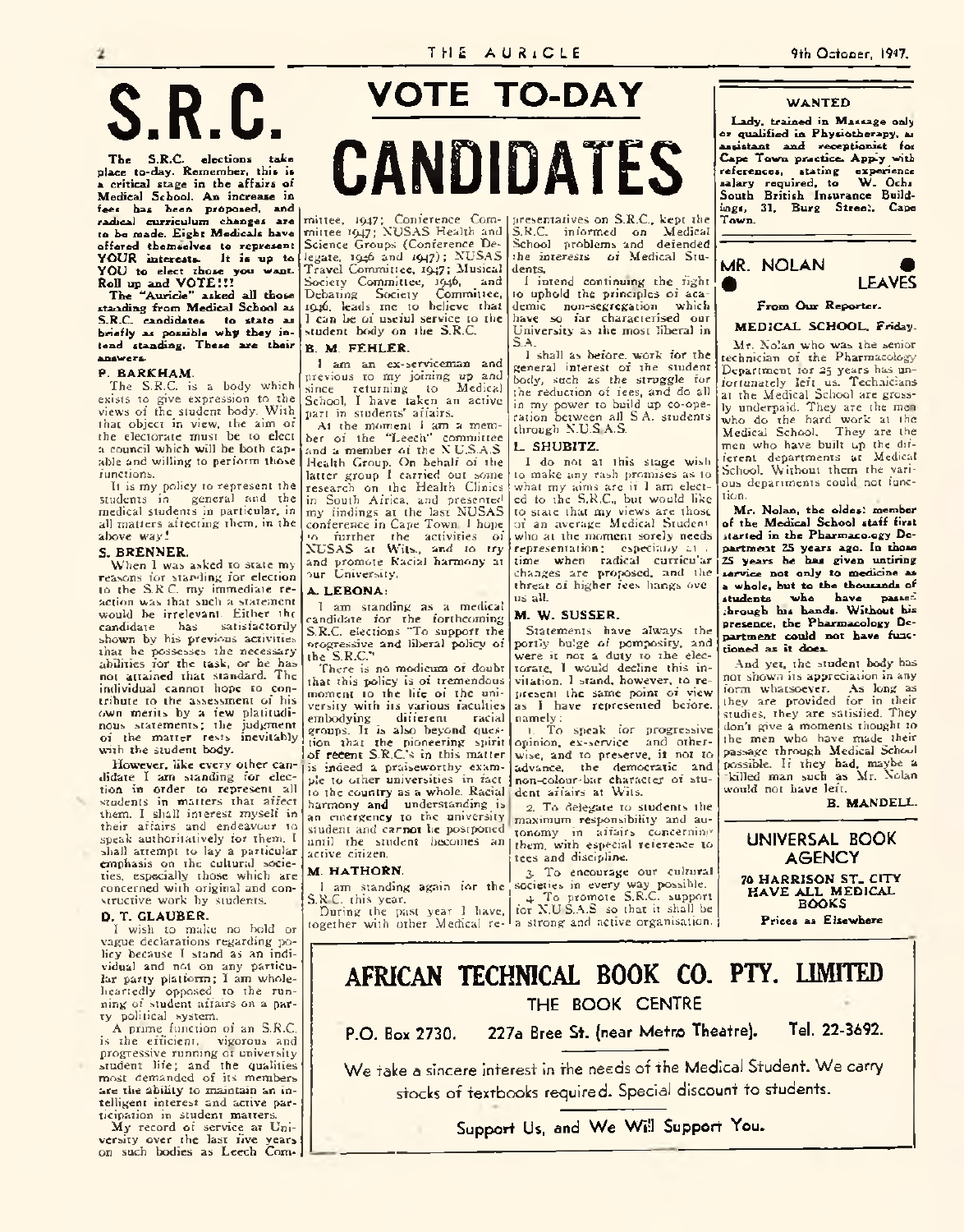# S.R.C.

**The S.R.C. elections take place to-day. Remember, this is a critical stage in the affairs of Medical School. An increase in fees has been proposed, and radical curriculum changes are to be made. Eight Medicals have offered themselves to represent YOUR interests. It is up to YOU to elect those you want. Roll up and VOTE!!!**

**The "Auricle" asked all those standing from Medical School as S.R.C. candidates to state as briefly as possible why they intend standing. These are their answers.**

# VOTE TO-DAY

# CANDIDATES

**P. BARKHAM.**

The S.R.C. is a body which exists to give expression to the views of the student body. With that object in view, the aim of the electorate must be to elect a council which will be both capable and willing to perform those functions.

It is my policy to represent the students in general and the medical students in particular, in all matters affecting them, in the above way!

**S. BRENNER.**

When I was asked to state my reasons for standing for election to the S.R.C. my immediate reaction was that such a statement would be irrelevant. Either the candidate has satisfactorily shown by his previous activities that he possesses the necessary abilities for the task, or he has not attained that standard. The individual cannot hope to contribute to the assessment of his own merits by a few platitudinous statements; the judgment of the matter rests inevitably with the student body.

However, like every other candidate I am standing for election in order to represent all students in matters that affect them. I shall interest myself in their affairs and endeavour to speak authoritatively for them. I shall attempt to lay a particular emphasis on the cultural societies, especially those which are concerned with original and constructive work by students.

**D. T. GLAUBER.**

I wish to make no bold or vague declarations regarding policy because I stand as an individual and not on any particular party platform; I am wholeheartedly opposed to the running of student affairs on a party political system.

A prime function of an S.R.C. is the efficient, vigorous and progressive running of university student life; and the qualities most demanded of its members are the ability to maintain an intelligent interest and active participation in student matters.

My record of service at University over the last five years on such bodies as Leech Committee, 1947; Conference Committee 1947; NUSAS Health and Science Groups (Conference Delegate, 1946 and 1947); NUSAS Travel Committee, 1947; Musical Society Committee, 1946, and Debating Society Committee, 1946, leads me to believe that I can be of useful service to the student body on the S.R.C.

**B. M. FEHLER.**

I am an ex-serviceman and previous to my joining up and since returning to Medical School, I have taken an active part in students' affairs.

At the moment I am a member of the "Leech" committee and a member of the N.U.S.A.S Health Group. On behalf of the latter group I carried out some research on the Health Clinics in South Africa, and presented my findings at the last NUSAS conference in Cape Town. I hope to further the activities of NUSAS at Wits., and to try and promote Racial harmony at our University.

**A. LEBONA:**

I am standing as a medical candidate for the forthcoming S.R.C. elections "To support the progressive and liberal policy of the S.R.C."

There is no modicum of doubt that this policy is of tremendous moment to the life of the university with its various faculties embodying different racial groups. It is also beyond question that the pioneering spirit of recent S.R.C.'s in this matter is indeed a praiseworthy example to other universities in fact to the country as a whole. Racial harmony and understanding is an emergency to the university student and cannot be postponed until the student becomes an active citizen.

**M. HATHORN.**

I am standing again for the S.R.C. this year.

During the past year I have, together with other Medical representatives on S.R.C., kept the S.R.C. informed on Medical School problems and defended the interests of Medical Students.

I intend continuing the fight to uphold the principles of academic non-segregation which have so far characterised our University as the most liberal in S.A.

I shall as before, work for the general interest of the student body, such as the struggle for the reduction of fees, and do all in my power to build up co-operation between all S.A. students through N.U.S.A.S.

**L. SHUBITZ.**

I do not at this stage wish to make any rash promises as to what my aims are if I am elected to the S.R.C., but would like to state that my views are those of an average Medical Student who at the moment sorely needs representation: especially at a time when radical curricular changes are proposed, and the threat of higher fees hangs over us all.

**M. W. SUSSER.**

Statements have always the portly bulge of pomposity, and were it not a duty to the electorate, I would decline this invitation. I stand, however, to represent the same point of view as I have represented before, namely:

1. To speak for progressive opinion, ex-service and otherwise, and to preserve, if not to advance, the democratic and non-colour-bar character of student affairs at Wits.
2. To delegate to students the maximum responsibility and autonomy in affairs concerning them, with especial reference to fees and discipline.
3. To encourage our cultural societies in every way possible.
4. To promote S.R.C. support for N.U.S.A.S. so that it shall be a strong and active organisation.

---

**WANTED**

Lady, trained in Massage only or qualified in Physiotherapy, as assistant and receptionist for Cape Town practice. Apply with references, stating experience salary required, to W. Ochs South British Insurance Buildings, 31, Burg Street, Cape Town.

---

## MR. NOLAN LEAVES

**From Our Reporter.**

**MEDICAL SCHOOL, Friday.**

Mr. Nolan who was the senior technician of the Pharmacology Department for 25 years has unfortunately left us. Technicians at the Medical School are grossly underpaid. They are the men who do the hard work at the Medical School. They are the men who have built up the different departments at Medical School. Without them the various departments could not function.

**Mr. Nolan, the oldest member of the Medical School staff first started in the Pharmacology Department 25 years ago. In those 25 years he has given untiring service not only to medicine as a whole, but to the thousands of students who have passed through his hands. Without his presence, the Pharmacology Department could not have functioned as it does.**

And yet, the student body has not shown its appreciation in any form whatsoever. As long as they are provided for in their studies, they are satisfied. They don't give a moments thought to the men who have made their passage through Medical School possible. If they had, maybe a skilled man such as Mr. Nolan would not have left.

**B. MANDELL.**

---

**UNIVERSAL BOOK AGENCY**

**70 HARRISON ST., CITY**
**HAVE ALL MEDICAL BOOKS**

**Prices as Elsewhere**

---

## AFRICAN TECHNICAL BOOK CO. PTY. LIMITED

**THE BOOK CENTRE**

P.O. Box 2730. 227a Bree St. (near Metro Theatre). Tel. 22-3692.

We take a sincere interest in the needs of the Medical Student. We carry stocks of textbooks required. Special discount to students.

**Support Us, and We Will Support You.**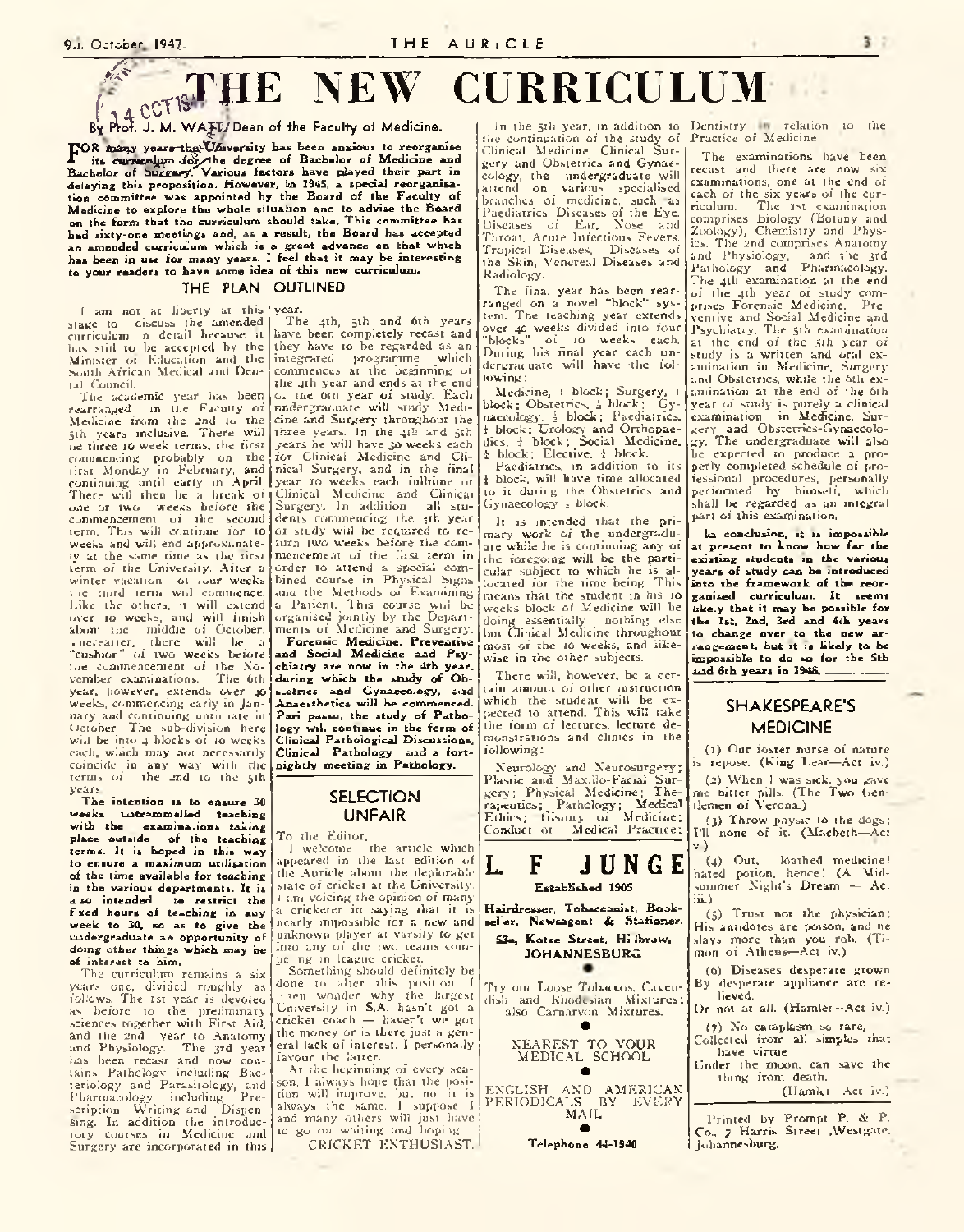# THE NEW CURRICULUM

By Prof. J. M. WATT, Dean of the Faculty of Medicine.

**FOR many years the University has been anxious to reorganise its curriculum for the degree of Bachelor of Medicine and Bachelor of Surgery. Various factors have played their part in delaying this proposition. However, in 1945, a special reorganisation committee was appointed by the Board of the Faculty of Medicine to explore the whole situation and to advise the Board on the form that the curriculum should take. This committee has had sixty-one meetings and, as a result, the Board has accepted an amended curriculum which is a great advance on that which has been in use for many years. I feel that it may be interesting to your readers to have some idea of this new curriculum.**

## THE PLAN OUTLINED

I am not at liberty at this stage to discuss the amended curriculum in detail because it has still to be accepted by the Minister of Education and the South African Medical and Dental Council.

The academic year has been rearranged in the Faculty of Medicine from the 2nd to the 5th years inclusive. There will be three 10 week terms, the first commencing probably on the first Monday in February, and continuing until early in April. There will then be a break of one or two weeks before the commencement of the second term. This will continue for 10 weeks and will end approximately at the same time as the first term of the University. After a winter vacation of four weeks the third term will commence. Like the others, it will extend over 10 weeks, and will finish about the middle of October. Thereafter, there will be a "cushion" of two weeks before the commencement of the November examinations. The 6th year, however, extends over 40 weeks, commencing early in January and continuing until late in October. The sub-division here will be into 4 blocks of 10 weeks each, which may not necessarily coincide in any way with the terms of the 2nd to the 5th years.

**The intention is to ensure 30 weeks untrammelled teaching with the examinations taking place outside of the teaching terms. It is hoped in this way to ensure a maximum utilisation of the time available for teaching in the various departments. It is also intended to restrict the fixed hours of teaching in any week to 30, so as to give the undergraduate an opportunity of doing other things which may be of interest to him.**

The curriculum remains a six years one, divided roughly as follows. The 1st year is devoted as before to the preliminary sciences together with First Aid, and the 2nd year to Anatomy and Physiology. The 3rd year has been recast and now contains Pathology including Bacteriology and Parasitology, and Pharmacology including Prescription Writing and Dispensing. In addition the introductory courses in Medicine and Surgery are incorporated in this year.

The 4th, 5th and 6th years have been completely recast and they have to be regarded as an integrated programme which commences at the beginning of the 4th year and ends at the end of the 6th year of study. Each undergraduate will study Medicine and Surgery throughout the three years. In the 4th and 5th years he will have 30 weeks each for Clinical Medicine and Clinical Surgery, and in the final year 10 weeks each fulltime of Clinical Medicine and Clinical Surgery. In addition all students commencing the 4th year of study will be required to return two weeks before the commencement of the first term in order to attend a special combined course in Physical Signs and the Methods of Examining a Patient. This course will be organised jointly by the Departments of Medicine and Surgery.

**Forensic Medicine, Preventive and Social Medicine and Psychiatry are now in the 4th year, during which the study of Obstetrics and Gynaecology, and Anaesthetics will be commenced. Pari passu, the study of Pathology will continue in the form of Clinical Pathological Discussions, Clinical Pathology and a fortnightly meeting in Pathology.**

In the 5th year, in addition to the continuation of the study of Clinical Medicine, Clinical Surgery and Obstetrics and Gynaecology, the undergraduate will attend on various specialised branches of medicine, such as Paediatrics, Diseases of the Eye, Diseases of Ear, Nose and Throat, Acute Infectious Fevers, Tropical Diseases, Diseases of the Skin, Venereal Diseases and Radiology.

The final year has been rearranged on a novel "block" system. The teaching year extends over 40 weeks divided into four "blocks" of 10 weeks each. During his final year each undergraduate will have the following:

Medicine, 1 block; Surgery, 1 block; Obstetrics, ½ block; Gynaecology, ½ block; Paediatrics, ½ block; Urology and Orthopaedics, ½ block; Social Medicine, ½ block; Elective, ½ block.

Paediatrics, in addition to its ½ block, will have time allocated to it during the Obstetrics and Gynaecology ½ block.

It is intended that the primary work of the undergraduate while he is continuing any of the foregoing will be the particular subject to which he is allocated for the time being. This means that the student in his 10 weeks block of Medicine will be doing essentially nothing else but Clinical Medicine throughout most of the 10 weeks, and likewise in the other subjects.

There will, however, be a certain amount of other instruction which the student will be expected to attend. This will take the form of lectures, lecture demonstrations and clinics in the following:

Neurology and Neurosurgery; Plastic and Maxillo-Facial Surgery; Physical Medicine; Therapeutics; Pathology; Medical Ethics; History of Medicine; Conduct of Medical Practice; Dentistry in relation to the Practice of Medicine.

The examinations have been recast and there are now six examinations, one at the end of each of the six years of the curriculum. The 1st examination comprises Biology (Botany and Zoology), Chemistry and Physics. The 2nd comprises Anatomy and Physiology, and the 3rd Pathology and Pharmacology. The 4th examination at the end of the 4th year of study comprises Forensic Medicine, Preventive and Social Medicine and Psychiatry. The 5th examination at the end of the 5th year of study is a written and oral examination in Medicine, Surgery and Obstetrics, while the 6th examination at the end of the 6th year of study is purely a clinical examination in Medicine, Surgery and Obstetrics-Gynaecology. The undergraduate will also be expected to produce a properly completed schedule of professional procedures, personally performed by himself, which shall be regarded as an integral part of this examination.

**In conclusion, it is impossible at present to know how far the existing students in the various years of study can be introduced into the framework of the reorganised curriculum. It seems likely that it may be possible for the 1st, 2nd, 3rd and 4th years to change over to the new arrangement, but it is likely to be impossible to do so for the 5th and 6th years in 1948.**

## SELECTION UNFAIR

To the Editor,

I welcome the article which appeared in the last edition of the Auricle about the deplorable state of cricket at the University. I am voicing the opinion of many a cricketer in saying that it is nearly impossible for a new and unknown player at varsity to get into any of the two teams competing in league cricket.

Something should definitely be done to alter this position. I often wonder why the largest University in S.A. hasn't got a cricket coach — haven't we got the money or is there just a general lack of interest. I personally favour the latter.

At the beginning of every season, I always hope that the position will improve, but no, it is always the same. I suppose I and many others will just have to go on waiting and hoping.

CRICKET ENTHUSIAST.

---

**L. F. JUNGE**

**Established 1905**

**Hairdresser, Tobacconist, Bookseller, Newsagent & Stationer.**

**53a, Kotze Street, Hillbrow, JOHANNESBURG.**

Try our Loose Tobaccos, Cavendish and Rhodesian Mixtures; also Carnarvon Mixtures.

NEAREST TO YOUR MEDICAL SCHOOL

ENGLISH AND AMERICAN PERIODICALS BY EVERY MAIL

**Telephone 44-1940**

---

## SHAKESPEARE'S MEDICINE

(1) Our foster nurse of nature is repose. (King Lear—Act iv.)

(2) When I was sick, you gave me bitter pills. (The Two Gentlemen of Verona.)

(3) Throw physic to the dogs; I'll none of it. (Macbeth—Act v.)

(4) Out, loathed medicine! hated potion, hence! (A Midsummer Night's Dream — Act iii.)

(5) Trust not the physician; His antidotes are poison, and he slays more than you rob. (Timon of Athens—Act iv.)

(6) Diseases desperate grown
By desperate appliance are relieved,
Or not at all. (Hamlet—Act iv.)

(7) No cataplasm so rare,
Collected from all simples that have virtue
Under the moon, can save the thing from death.
(Hamlet—Act iv.)

---

Printed by Prompt P. & P. Co., 7 Harris Street, Westgate, Johannesburg.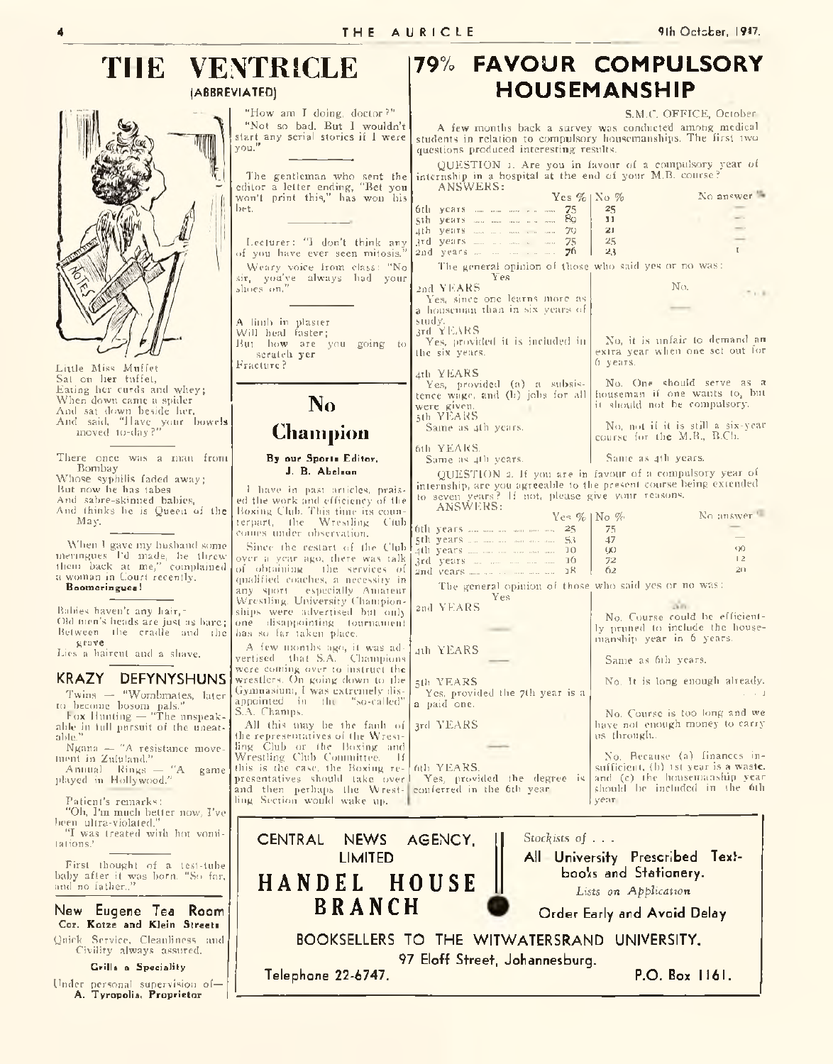# THE VENTRICLE

(ABBREVIATED)

Little Miss Muffet
Sat on her tuffet,
Eating her curds and whey;
When down came a spider
And sat down beside her,
And said, "Have your bowels moved to-day?"

---

There once was a man from Bombay
Whose syphilis faded away;
But now he has tabes
And sabre-skinned babies,
And thinks he is Queen of the May.

---

"When I gave my husband some meringues I'd made, he threw them back at me," complained a woman in Court recently.
**Boomeringues!**

---

Babies haven't any hair,
Old men's heads are just as bare;
Between the cradle and the grave
Lies a haircut and a shave.

## KRAZY DEFYNYSHUNS

Twins — "Wombmates, later to become bosom pals."

Fox Hunting — "The unspeakable in full pursuit of the uneatable."

Ngana — "A resistance movement in Zululand."

Annual Rings — "A game played in Hollywood."

Patient's remarks:
"Oh, I'm much better now, I've been ultra-violated."
"I was treated with hot vomitations."

---

First thought of a test-tube baby after it was born. "So far, and no father."

---

"How am I doing, doctor?"
"Not so bad. But I wouldn't start any serial stories if I were you."

---

The gentleman who sent the editor a letter ending, "Bet you won't print this," has won his bet.

---

Lecturer: "I don't think any of you have ever seen mitosis."
Weary voice from class: "No sir, you've always had your shoes on."

---

A limb in plaster
Will heal faster;
But how are you going to scratch yer
Fracture?

# No Champion

**By our Sports Editor, J. B. Abelson**

I have in past articles, praised the work and efficiency of the Boxing Club. This time its counterpart, the Wrestling Club comes under observation.

Since the restart of the Club over a year ago, there was talk of obtaining the services of qualified coaches, a necessity in any sport especially Amateur Wrestling. University Championships were advertised but only one disappointing tournament has so far taken place.

A few months ago, it was advertised that S.A. Champions were coming over to instruct the wrestlers. On going down to the Gymnasium, I was extremely disappointed in the "so-called" S.A. Champs.

All this may be the fault of the representatives of the Wrestling Club or the Boxing and Wrestling Club Committee. If this is the case, the Boxing representatives should take over and then perhaps the Wrestling Section would wake up.

# 79% FAVOUR COMPULSORY HOUSEMANSHIP

S.M.C. OFFICE, October.

A few months back a survey was conducted among medical students in relation to compulsory housemanships. The first two questions produced interesting results.

QUESTION 1. Are you in favour of a compulsory year of internship in a hospital at the end of your M.B. course?

ANSWERS:

| | Yes % | No % | No answer % |
|---|---|---|---|
| 6th years | 75 | 25 | — |
| 5th years | 89 | 11 | — |
| 4th years | 79 | 21 | — |
| 3rd years | 75 | 25 | — |
| 2nd years | 76 | 23 | 1 |

The general opinion of those who said yes or no was:

| Yes | No. |
|---|---|
| 2nd YEARS<br>Yes, since one learns more as a houseman than in six years of study. | — |
| 3rd YEARS<br>Yes, provided it is included in the six years. | No, it is unfair to demand an extra year when one set out for 6 years. |
| 4th YEARS<br>Yes, provided (a) a subsistence wage, and (b) jobs for all were given. | No. One should serve as a houseman if one wants to, but it should not be compulsory. |
| 5th YEARS<br>Same as 4th years. | No, not if it is still a six-year course for the M.B., B.Ch. |
| 6th YEARS<br>Same as 4th years. | Same as 4th years. |

QUESTION 2. If you are in favour of a compulsory year of internship, are you agreeable to the present course being extended to seven years? If not, please give your reasons.

ANSWERS:

| | Yes % | No % | No answer % |
|---|---|---|---|
| 6th years | 25 | 75 | — |
| 5th years | 53 | 47 | — |
| 4th years | 10 | 90 | 90 |
| 3rd years | 16 | 72 | 12 |
| 2nd years | 18 | 62 | 20 |

The general opinion of those who said yes or no was:

| Yes | No |
|---|---|
| 2nd YEARS<br>— | No. Course could be efficiently pruned to include the housemanship year in 6 years. |
| 4th YEARS<br>— | Same as 6th years. |
| 5th YEARS<br>Yes, provided the 7th year is a paid one. | No. It is long enough already. |
| 3rd YEARS<br>— | No. Course is too long and we have not enough money to carry us through. |
| 6th YEARS.<br>Yes, provided the degree is conferred in the 6th year. | No. Because (a) finances insufficient, (b) 1st year is a waste, and (c) the housemanship year should be included in the 6th year. |

---

**New Eugene Tea Room**
**Cor. Kotze and Klein Streets**

Quick Service, Cleanliness and Civility always assured.

**Grills a Speciality**

Under personal supervision of—
**A. Tyropolis, Proprietor**

---

**CENTRAL NEWS AGENCY, LIMITED**

**HANDEL HOUSE BRANCH**

*Stockists of . . .*

**All University Prescribed Text-books and Stationery.**

*Lists on Application*

**Order Early and Avoid Delay**

**BOOKSELLERS TO THE WITWATERSRAND UNIVERSITY.**

**97 Eloff Street, Johannesburg.**

**Telephone 22-6747.** **P.O. Box 1161.**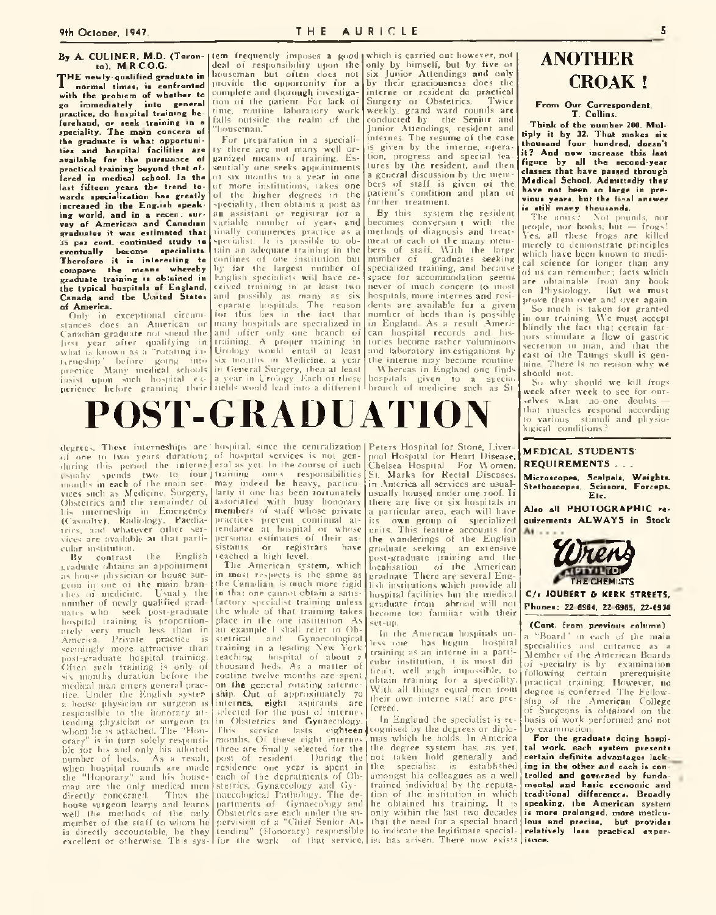# POST-GRADUATION

By A. CULINER, M.D. (Toronto), M.R.C.O.G.

**THE newly-qualified graduate in normal times, is confronted with the problem of whether to go immediately into general practice, do hospital training beforehand, or seek training in a speciality. The main concern of the graduate is what opportunities and hospital facilities are available for the pursuance of practical training beyond that offered in medical school. In the last fifteen years the trend towards specialization has greatly increased in the English speaking world, and in a recent survey of American and Canadian graduates it was estimated that 35 per cent. continued study to eventually become specialists. Therefore it is interesting to compare the means whereby graduate training is obtained in the typical hospitals of England, Canada and the United States of America.**

Only in exceptional circumstances does an American or Canadian graduate not spend the first year after qualifying in what is known as a "rotating interneship" before going into practice. Many medical schools insist upon such hospital experience before granting their degrees. These interneships are of one to two years duration; during this period the interne usually spends two to four months in each of the main services such as Medicine, Surgery, Obstetrics and the remainder of his interneship in Emergency (Casualty), Radiology, Paediatrics, and whatever other services are available at that particular institution.

By contrast the English graduate obtains an appointment as house physician or house surgeon in one of the main branches of medicine. Usually the number of newly qualified graduates who seek post-graduate hospital training is proportionately very much less than in America. Private practice is seemingly more attractive than post-graduate hospital training. Often such training is only of six months duration before the medical man enters general practice. Under the English system a house physician or surgeon is responsible to the honorary attending physician or surgeon to whom he is attached. The "Honorary" is in turn solely responsible for his and only his allotted number of beds. As a result, when hospital rounds are made the "Honorary" and his houseman are the only medical men directly concerned. Thus the house surgeon learns and learns well the methods of the only member of the staff to whom he is directly accountable, be they excellent or otherwise. This system frequently imposes a good deal of responsibility upon the houseman but often does not provide the opportunity for a complete and thorough investigation of the patient. For lack of time, routine laboratory work falls outside the realm of the "houseman."

For preparation in a speciality there are not many well organized means of training. Essentially one seeks appointments of six months to a year in one or more institutions, takes one of the higher degrees in the speciality, then obtains a post as an assistant or registrar for a variable number of years and finally commences practice as a specialist. It is possible to obtain an adequate training in the confines of one institution but by far the largest number of English specialists will have received training in at least two and possibly as many as six separate hospitals. The reason for this lies in the fact that many hospitals are specialized in and offer only one branch of training. A proper training in Urology would entail at least six months in Medicine, a year in General Surgery, then at least a year in Urology. Each of these fields would lead into a different hospital, since the centralization of hospital services is not general as yet. In the course of such training one's responsibilities may indeed be heavy, particularly if one has been fortunately associated with busy honorary members of staff whose private practices prevent continual attendance at hospital or whose personal estimates of their assistants or registrars have reached a high level.

The American system, which in most respects is the same as the Canadian, is much more rigid in that one cannot obtain a satisfactory specialist training unless the whole of that training takes place in the one institution. As an example I shall refer to Obstetrical and Gynaecological training in a leading New York teaching hospital of about a thousand beds. As a matter of routine twelve months are spent on the general rotating interneship. Out of approximately 70 internes, eight aspirants are selected for the post of internes in Obstetrics and Gynaecology. This service lasts eighteen months. Of these eight internes, three are finally selected for the post of resident. During the residence one year is spent in each of the departments of Obstetrics, Gynaecology and Gynaecological Pathology. The departments of Gynaecology and Obstetrics are each under the supervision of a "Chief Senior Attending" (Honorary) responsible for the work of that service, which is carried out however, not only by himself, but by five or six Junior Attendings and only by their graciousness does the interne or resident do practical Surgery or Obstetrics. Twice weekly, grand ward rounds are conducted by the Senior and Junior Attendings, resident and internes. The resume of the case is given by the interne, operation, progress and special features by the resident, and then a general discussion by the members of staff is given of the patient's condition and plan of further treatment.

By this system the resident becomes conversant with the methods of diagnosis and treatment of each of the many members of staff. With the large number of graduates seeking specialized training, and because space for accommodation seems never of much concern to most hospitals, more internes and residents are available for a given number of beds than is possible in England. As a result American hospital records and histories become rather voluminous and laboratory investigations by the interne may become routine.

Whereas in England one finds hospitals given to a special branch of medicine such as St. Peters Hospital for Stone, Liverpool Hospital for Heart Disease, Chelsea Hospital For Women, St. Marks for Rectal Diseases, in America all services are usually housed under one roof. If there are five or six hospitals in a particular area, each will have its own group of specialized units. This feature accounts for the wanderings of the English graduate seeking an extensive post-graduate training and the localisation of the American graduate. There are several English institutions which provide all hospital facilities but the medical graduate from abroad will not become too familiar with their set-up.

In the American hospitals unless one has begun hospital training as an interne in a particular institution, it is most difficult, well nigh impossible, to obtain training for a speciality. With all things equal men from their own interne staff are preferred.

In England the specialist is recognised by the degrees or diplomas which he holds. In America the degree system has, as yet, not taken hold generally and the specialist is established amongst his colleagues as a well trained individual by the reputation of the institution in which he obtained his training. It is only within the last two decades that the need for a special board to indicate the legitimate specialist has arisen. There now exists a "Board" in each of the main specialities and entrance as a Member of the American Boards of specialty is by examination following certain prerequisite practical training. However, no degree is conferred. The Fellowship of the American College of Surgeons is obtained on the basis of work performed and not by examination.

**For the graduate doing hospital work, each system presents certain definite advantages lacking in the other and each is controlled and governed by fundamental and basic economic and traditional differences. Broadly speaking, the American system is more prolonged, more meticulous and precise, but provides relatively less practical experience.**

# ANOTHER CROAK!

**From Our Correspondent, T. Collins.**

**Think of the number 200. Multiply it by 32. That makes six thousand four hundred, doesn't it? And now increase this last figure by all the second-year classes that have passed through Medical School. Admittedly they have not been so large in previous years, but the final answer is still many thousands.**

The units? Not pounds, nor people, nor books, but — frogs! Yes, all these frogs are killed merely to demonstrate principles which have been known to medical science for longer than any of us can remember; facts which are obtainable from any book on Physiology. But we must prove them over and over again.

So much is taken for granted in our training. We must accept blindly the fact that certain factors stimulate a flow of gastric secretion in man, and that the cast of the Taungs skull is genuine. There is no reason why we should not.

So why should we kill frogs week after week to see for ourselves what no-one doubts — that muscles respond according to various stimuli and physiological conditions?

MEDICAL STUDENTS' REQUIREMENTS . . .

**Microscopes, Scalpels, Weights, Stethoscopes, Scissors, Forceps, Etc.**

**Also all PHOTOGRAPHIC requirements ALWAYS in Stock At . . . .**

Wrens (PTY) LTD.
THE CHEMISTS

**C/r JOUBERT & KERK STREETS,**
**Phones: 22-6964, 22-6965, 22-6956**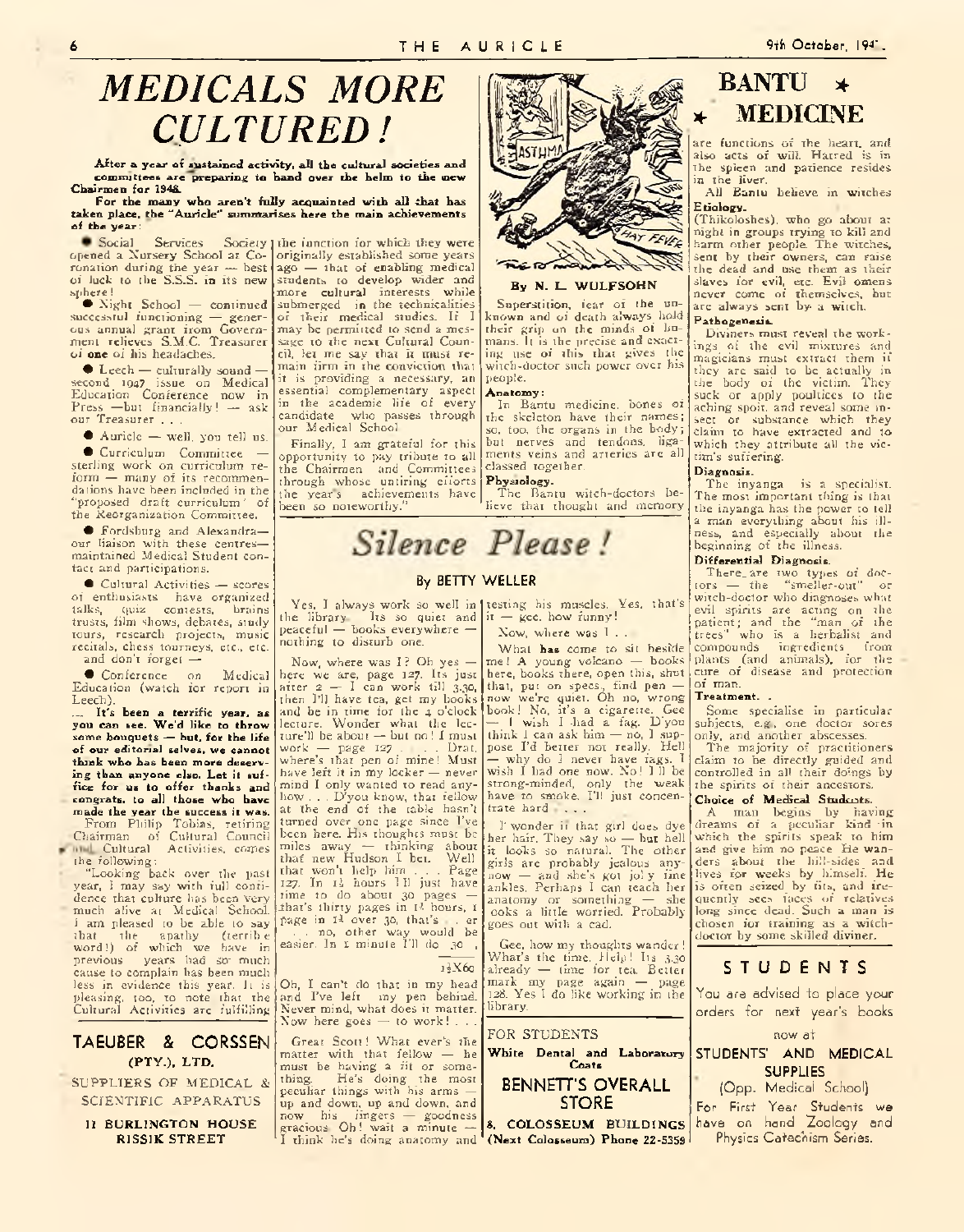# MEDICALS MORE CULTURED!

**After a year of sustained activity, all the cultural societies and committees are preparing to hand over the helm to the new Chairmen for 1948.**

**For the many who aren't fully acquainted with all that has taken place, the "Auricle" summarises here the main achievements of the year:**

- Social Services Society opened a Nursery School at Coronation during the year — best of luck to the S.S.S. in its new sphere!
- Night School — continued successful functioning — generous annual grant from Government relieves S.M.C. Treasurer of one of his headaches.
- Leech — culturally sound — second 1947 issue on Medical Education Conference now in Press —but financially! — ask our Treasurer . . .
- Auricle — well, you tell us.
- Curriculum Committee — sterling work on curriculum reform — many of its recommendations have been included in the "proposed draft curriculum" of the Reorganization Committee.
- Fordsburg and Alexandra—our liaison with these centres—maintained Medical Student contact and participations.
- Cultural Activities — scores of enthusiasts have organized talks, quiz contests, brains trusts, film shows, debates, study tours, research projects, music recitals, chess tourneys, etc., etc. and don't forget —
- Conference on Medical Education (watch for report in Leech).

**... It's been a terrific year, as you can see. We'd like to throw some bouquets — but, for the life of our editorial selves, we cannot think who has been more deserving than anyone else. Let it suffice for us to offer thanks and congrats. to all those who have made the year the success it was.**

From Philip Tobias, retiring Chairman of Cultural Council and Cultural Activities, comes the following:

"Looking back over the past year, I may say with full confidence that culture has been very much alive at Medical School. I am pleased to be able to say that the apathy (terrible word!) of which we have in previous years had so much cause to complain has been much less in evidence this year. It is pleasing, too, to note that the Cultural Activities are fulfilling the function for which they were originally established some years ago — that of enabling medical students to develop wider and more cultural interests while submerged in the technicalities of their medical studies. If I may be permitted to send a message to the next Cultural Council, let me say that it must remain firm in the conviction that it is providing a necessary, an essential complementary aspect in the academic life of every candidate who passes through our Medical School.

Finally, I am grateful for this opportunity to pay tribute to all the Chairmen and Committees through whose untiring efforts the year's achievements have been so noteworthy."

**TAEUBER & CORSSEN (PTY.), LTD.**

SUPPLIERS OF MEDICAL & SCIENTIFIC APPARATUS

**11 BURLINGTON HOUSE RISSIK STREET**

# Silence Please!

By BETTY WELLER

Yes, I always work so well in the library. Its so quiet and peaceful — books everywhere — nothing to disturb one.

Now, where was I? Oh yes — here we are, page 127. Its just after 2 — I can work till 3.30, then I'll have tea, get my books and be in time for the 4 o'clock lecture. Wonder what the lecture'll be about — but no! I must work — page 127 . . . . Drat, where's that pen of mine! Must have left it in my locker — never mind I only wanted to read anyhow . . . D'you know, that fellow at the end of the table hasn't turned over one page since I've been here. His thoughts must be miles away — thinking about that new Hudson I bet. Well that won't help him . . . Page 127. In 1½ hours I'll just have time to do about 30 pages — that's thirty pages in 1½ hours, 1 page in 1½ over 30, that's . . er . . . no, other way would be easier. In 1 minute I'll do 30 ,

1½X60

Oh, I can't do that in my head and I've left my pen behind. Never mind, what does it matter. Now here goes — to work! . . .

Great Scott! What ever's the matter with that fellow — he must be having a fit or something. He's doing the most peculiar things with his arms — up and down, up and down, and now his fingers — goodness gracious. Oh! wait a minute — I think he's doing anatomy and testing his muscles. Yes, that's it — gee, how funny!

Now, where was I . .

What **has** come to sit beside me! A young volcano — books here, books there, open this, shut that, put on specs, find pen — now we're quiet. Oh no, wrong book! No, it's a cigarette. Gee — I wish I had a fag. D'you think I can ask him — no, I suppose I'd better not really. Hell — why do I never have fags. I wish I had one now. No! I'll be strong-minded, only the weak have to smoke. I'll just concentrate hard . . .

I wonder if that girl does dye her hair. They say so — but hell it looks so natural. The other girls are probably jealous anyhow — and she's got jolly fine ankles. Perhaps I can teach her anatomy or something — she looks a little worried. Probably goes out with a cad.

Gee, how my thoughts wander! What's the time. Help! Its 3.30 already — time for tea. Better mark my page again — page 128. Yes I do like working in the library.

By N. L. WULFSOHN

Superstition, fear of the unknown and of death always hold their grip on the minds of humans. It is the precise and exacting use of this that gives the witch-doctor such power over his people.

**Anatomy:**

In Bantu medicine, bones of the skeleton have their names; so, too, the organs in the body; but nerves and tendons, ligaments veins and arteries are all classed together.

**Physiology.**

The Bantu witch-doctors believe that thought and memory

# BANTU ★ ★ MEDICINE

are functions of the heart, and also acts of will. Hatred is in the spleen and patience resides in the liver.

All Bantu believe in witches

**Etiology.**

(Thikoloshes), who go about at night in groups trying to kill and harm other people. The witches, sent by their owners, can raise the dead and use them as their slaves for evil, etc. Evil omens never come of themselves, but are always sent by a witch.

**Pathogenesis.**

Diviners must reveal the workings of the evil mixtures and magicians must extract them if they are said to be actually in the body of the victim. They suck or apply poultices to the aching spot, and reveal some insect or substance which they claim to have extracted and to which they attribute all the victim's suffering.

**Diagnosis.**

The inyanga is a specialist. The most important thing is that the inyanga has the power to tell a man everything about his illness, and especially about the beginning of the illness.

**Differential Diagnosis.**

There are two types of doctors — the "smeller-out" or witch-doctor who diagnoses what evil spirits are acting on the patient; and the "man of the trees" who is a herbalist and compounds ingredients from plants (and animals), for the cure of disease and protection of man.

**Treatment.** .

Some specialise in particular subjects, e.g., one doctor sores only, and another abscesses.

The majority of practitioners claim to be directly guided and controlled in all their doings by the spirits of their ancestors.

**Choice of Medical Students.**

A man begins by having dreams of a peculiar kind in which the spirits speak to him and give him no peace. He wanders about the hill-sides and lives for weeks by himself. He is often seized by fits, and frequently sees faces of relatives long since dead. Such a man is chosen for training as a witch-doctor by some skilled diviner.

FOR STUDENTS

**White Dental and Laboratory Coats**

**BENNETT'S OVERALL STORE**

**8, COLOSSEUM BUILDINGS (Next Colosseum) Phone 22-5359**

## STUDENTS

You are advised to place your orders for next year's books

now at

**STUDENTS' AND MEDICAL SUPPLIES**

(Opp. Medical School)

For First Year Students we have on hand Zoology and Physics Catechism Series.